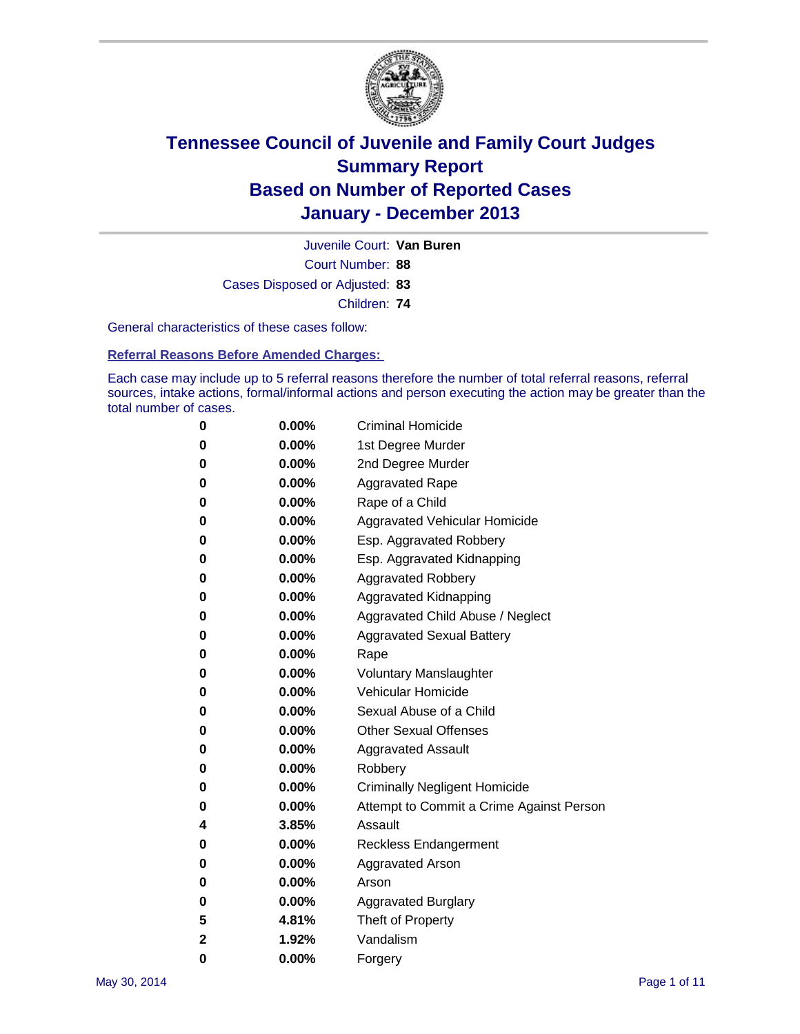# Tennessee Council of Juvenile and Family Court Judges
## Summary Report
## Based on Number of Reported Cases
## January - December 2013

Juvenile Court: **Van Buren**
Court Number: **88**
Cases Disposed or Adjusted: **83**
Children: **74**

General characteristics of these cases follow:

**Referral Reasons Before Amended Charges:**

Each case may include up to 5 referral reasons therefore the number of total referral reasons, referral sources, intake actions, formal/informal actions and person executing the action may be greater than the total number of cases.

| Count | Percent | Referral Reason |
|---|---|---|
| 0 | 0.00% | Criminal Homicide |
| 0 | 0.00% | 1st Degree Murder |
| 0 | 0.00% | 2nd Degree Murder |
| 0 | 0.00% | Aggravated Rape |
| 0 | 0.00% | Rape of a Child |
| 0 | 0.00% | Aggravated Vehicular Homicide |
| 0 | 0.00% | Esp. Aggravated Robbery |
| 0 | 0.00% | Esp. Aggravated Kidnapping |
| 0 | 0.00% | Aggravated Robbery |
| 0 | 0.00% | Aggravated Kidnapping |
| 0 | 0.00% | Aggravated Child Abuse / Neglect |
| 0 | 0.00% | Aggravated Sexual Battery |
| 0 | 0.00% | Rape |
| 0 | 0.00% | Voluntary Manslaughter |
| 0 | 0.00% | Vehicular Homicide |
| 0 | 0.00% | Sexual Abuse of a Child |
| 0 | 0.00% | Other Sexual Offenses |
| 0 | 0.00% | Aggravated Assault |
| 0 | 0.00% | Robbery |
| 0 | 0.00% | Criminally Negligent Homicide |
| 0 | 0.00% | Attempt to Commit a Crime Against Person |
| 4 | 3.85% | Assault |
| 0 | 0.00% | Reckless Endangerment |
| 0 | 0.00% | Aggravated Arson |
| 0 | 0.00% | Arson |
| 0 | 0.00% | Aggravated Burglary |
| 5 | 4.81% | Theft of Property |
| 2 | 1.92% | Vandalism |
| 0 | 0.00% | Forgery |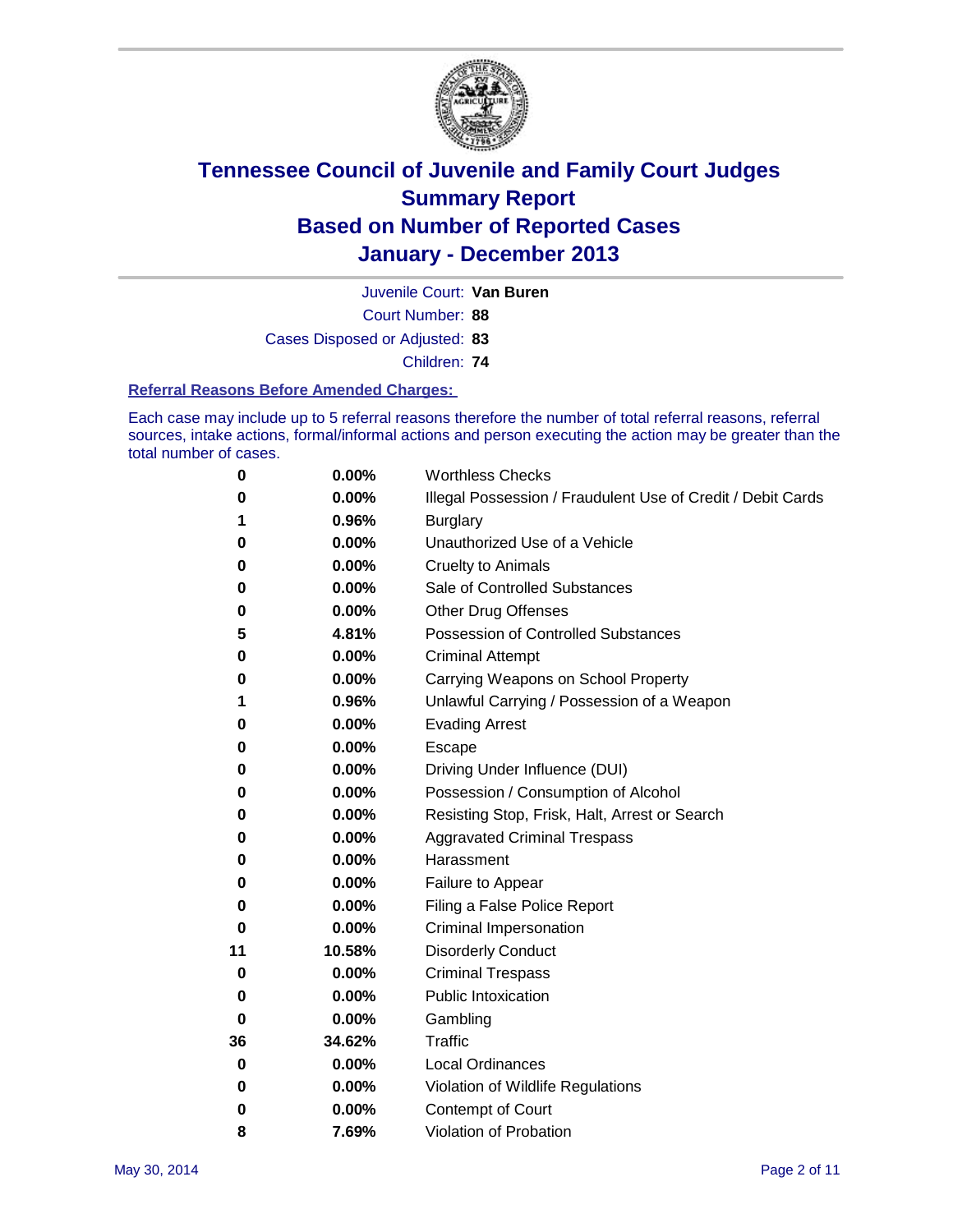# Tennessee Council of Juvenile and Family Court Judges
# Summary Report
# Based on Number of Reported Cases
# January - December 2013

Juvenile Court: **Van Buren**

Court Number: **88**

Cases Disposed or Adjusted: **83**

Children: **74**

### Referral Reasons Before Amended Charges:

Each case may include up to 5 referral reasons therefore the number of total referral reasons, referral sources, intake actions, formal/informal actions and person executing the action may be greater than the total number of cases.

| Count | Percent | Referral Reason |
|---|---|---|
| 0 | 0.00% | Worthless Checks |
| 0 | 0.00% | Illegal Possession / Fraudulent Use of Credit / Debit Cards |
| 1 | 0.96% | Burglary |
| 0 | 0.00% | Unauthorized Use of a Vehicle |
| 0 | 0.00% | Cruelty to Animals |
| 0 | 0.00% | Sale of Controlled Substances |
| 0 | 0.00% | Other Drug Offenses |
| 5 | 4.81% | Possession of Controlled Substances |
| 0 | 0.00% | Criminal Attempt |
| 0 | 0.00% | Carrying Weapons on School Property |
| 1 | 0.96% | Unlawful Carrying / Possession of a Weapon |
| 0 | 0.00% | Evading Arrest |
| 0 | 0.00% | Escape |
| 0 | 0.00% | Driving Under Influence (DUI) |
| 0 | 0.00% | Possession / Consumption of Alcohol |
| 0 | 0.00% | Resisting Stop, Frisk, Halt, Arrest or Search |
| 0 | 0.00% | Aggravated Criminal Trespass |
| 0 | 0.00% | Harassment |
| 0 | 0.00% | Failure to Appear |
| 0 | 0.00% | Filing a False Police Report |
| 0 | 0.00% | Criminal Impersonation |
| 11 | 10.58% | Disorderly Conduct |
| 0 | 0.00% | Criminal Trespass |
| 0 | 0.00% | Public Intoxication |
| 0 | 0.00% | Gambling |
| 36 | 34.62% | Traffic |
| 0 | 0.00% | Local Ordinances |
| 0 | 0.00% | Violation of Wildlife Regulations |
| 0 | 0.00% | Contempt of Court |
| 8 | 7.69% | Violation of Probation |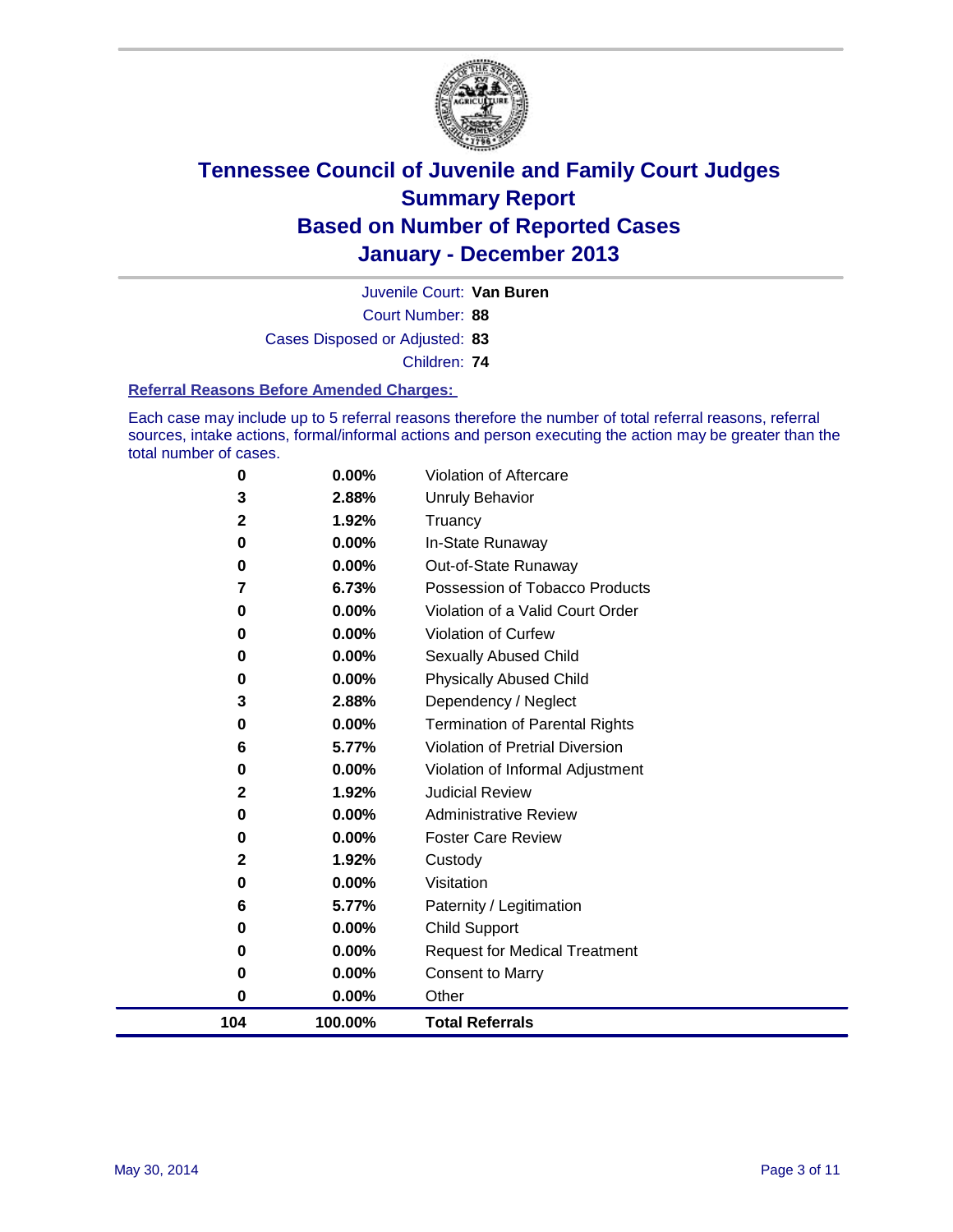# Tennessee Council of Juvenile and Family Court Judges
## Summary Report
## Based on Number of Reported Cases
## January - December 2013

Juvenile Court: **Van Buren**

Court Number: **88**

Cases Disposed or Adjusted: **83**

Children: **74**

### Referral Reasons Before Amended Charges:

Each case may include up to 5 referral reasons therefore the number of total referral reasons, referral sources, intake actions, formal/informal actions and person executing the action may be greater than the total number of cases.

| Count | Percent | Referral Reason |
|---|---|---|
| 0 | 0.00% | Violation of Aftercare |
| 3 | 2.88% | Unruly Behavior |
| 2 | 1.92% | Truancy |
| 0 | 0.00% | In-State Runaway |
| 0 | 0.00% | Out-of-State Runaway |
| 7 | 6.73% | Possession of Tobacco Products |
| 0 | 0.00% | Violation of a Valid Court Order |
| 0 | 0.00% | Violation of Curfew |
| 0 | 0.00% | Sexually Abused Child |
| 0 | 0.00% | Physically Abused Child |
| 3 | 2.88% | Dependency / Neglect |
| 0 | 0.00% | Termination of Parental Rights |
| 6 | 5.77% | Violation of Pretrial Diversion |
| 0 | 0.00% | Violation of Informal Adjustment |
| 2 | 1.92% | Judicial Review |
| 0 | 0.00% | Administrative Review |
| 0 | 0.00% | Foster Care Review |
| 2 | 1.92% | Custody |
| 0 | 0.00% | Visitation |
| 6 | 5.77% | Paternity / Legitimation |
| 0 | 0.00% | Child Support |
| 0 | 0.00% | Request for Medical Treatment |
| 0 | 0.00% | Consent to Marry |
| 0 | 0.00% | Other |
| **104** | **100.00%** | **Total Referrals** |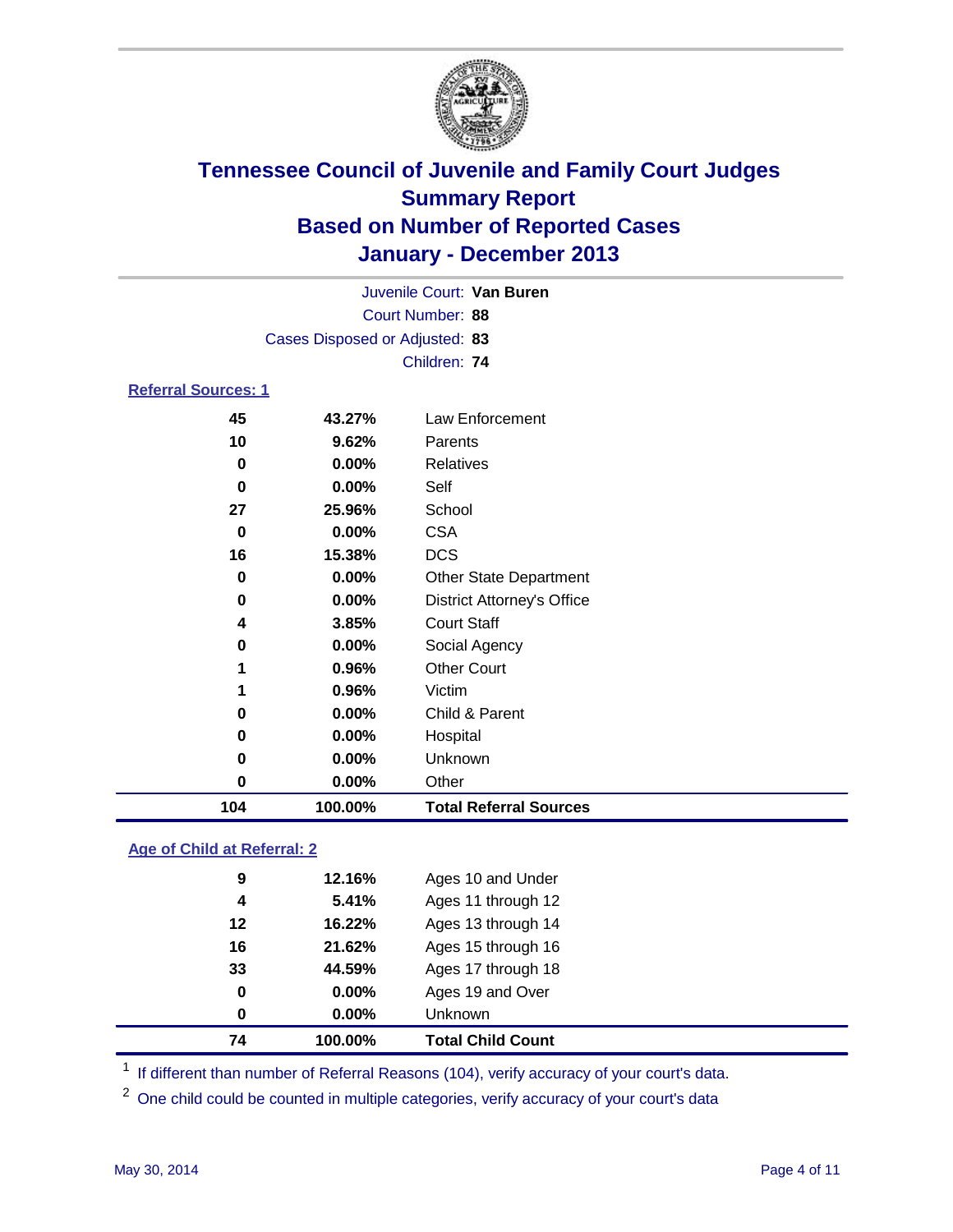# Tennessee Council of Juvenile and Family Court Judges
## Summary Report
## Based on Number of Reported Cases
## January - December 2013

Juvenile Court: **Van Buren**
Court Number: **88**
Cases Disposed or Adjusted: **83**
Children: **74**

### Referral Sources: 1

| Count | Percent | Source |
|---|---|---|
| 45 | 43.27% | Law Enforcement |
| 10 | 9.62% | Parents |
| 0 | 0.00% | Relatives |
| 0 | 0.00% | Self |
| 27 | 25.96% | School |
| 0 | 0.00% | CSA |
| 16 | 15.38% | DCS |
| 0 | 0.00% | Other State Department |
| 0 | 0.00% | District Attorney's Office |
| 4 | 3.85% | Court Staff |
| 0 | 0.00% | Social Agency |
| 1 | 0.96% | Other Court |
| 1 | 0.96% | Victim |
| 0 | 0.00% | Child & Parent |
| 0 | 0.00% | Hospital |
| 0 | 0.00% | Unknown |
| 0 | 0.00% | Other |
| **104** | **100.00%** | **Total Referral Sources** |

### Age of Child at Referral: 2

| Count | Percent | Age |
|---|---|---|
| 9 | 12.16% | Ages 10 and Under |
| 4 | 5.41% | Ages 11 through 12 |
| 12 | 16.22% | Ages 13 through 14 |
| 16 | 21.62% | Ages 15 through 16 |
| 33 | 44.59% | Ages 17 through 18 |
| 0 | 0.00% | Ages 19 and Over |
| 0 | 0.00% | Unknown |
| **74** | **100.00%** | **Total Child Count** |

[1] If different than number of Referral Reasons (104), verify accuracy of your court's data.

[2] One child could be counted in multiple categories, verify accuracy of your court's data

May 30, 2014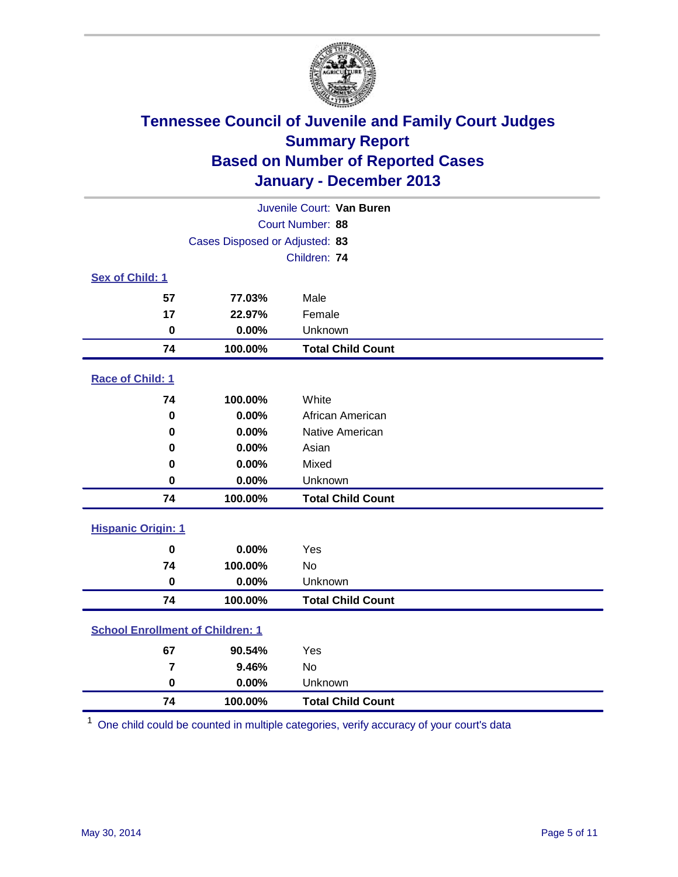# Tennessee Council of Juvenile and Family Court Judges
## Summary Report
## Based on Number of Reported Cases
## January - December 2013

Juvenile Court: **Van Buren**
Court Number: **88**
Cases Disposed or Adjusted: **83**
Children: **74**

### Sex of Child: 1

| Count | Percent | Category |
|---|---|---|
| 57 | 77.03% | Male |
| 17 | 22.97% | Female |
| 0 | 0.00% | Unknown |
| **74** | **100.00%** | **Total Child Count** |

### Race of Child: 1

| Count | Percent | Category |
|---|---|---|
| 74 | 100.00% | White |
| 0 | 0.00% | African American |
| 0 | 0.00% | Native American |
| 0 | 0.00% | Asian |
| 0 | 0.00% | Mixed |
| 0 | 0.00% | Unknown |
| **74** | **100.00%** | **Total Child Count** |

### Hispanic Origin: 1

| Count | Percent | Category |
|---|---|---|
| 0 | 0.00% | Yes |
| 74 | 100.00% | No |
| 0 | 0.00% | Unknown |
| **74** | **100.00%** | **Total Child Count** |

### School Enrollment of Children: 1

| Count | Percent | Category |
|---|---|---|
| 67 | 90.54% | Yes |
| 7 | 9.46% | No |
| 0 | 0.00% | Unknown |
| **74** | **100.00%** | **Total Child Count** |

[1] One child could be counted in multiple categories, verify accuracy of your court's data

May 30, 2014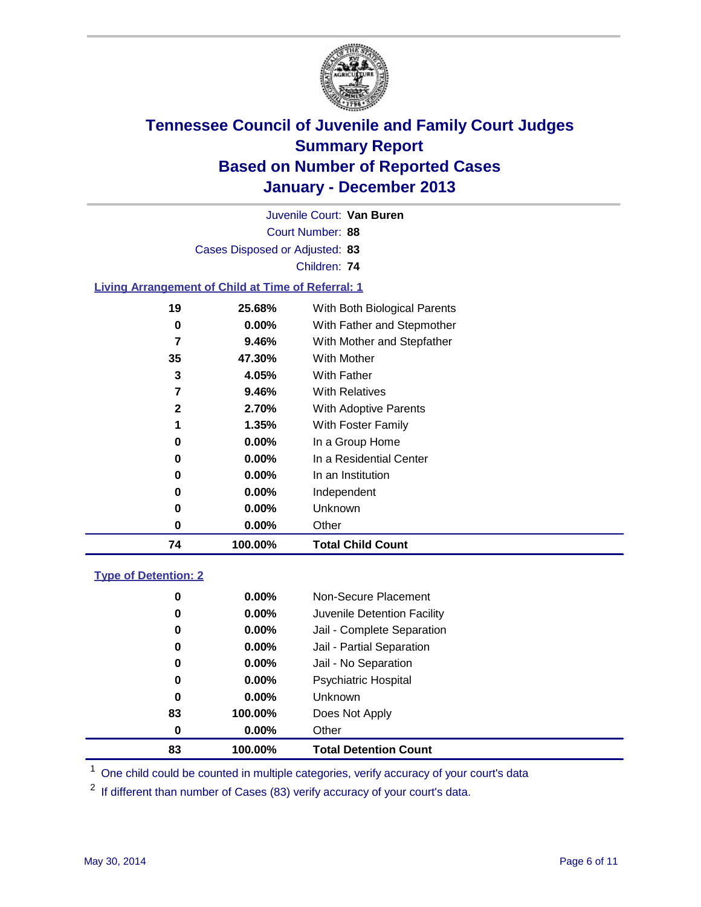# Tennessee Council of Juvenile and Family Court Judges
## Summary Report
## Based on Number of Reported Cases
## January - December 2013

Juvenile Court: **Van Buren**

Court Number: **88**

Cases Disposed or Adjusted: **83**

Children: **74**

### Living Arrangement of Child at Time of Referral: 1

| Count | Percent | Category |
|---|---|---|
| 19 | 25.68% | With Both Biological Parents |
| 0 | 0.00% | With Father and Stepmother |
| 7 | 9.46% | With Mother and Stepfather |
| 35 | 47.30% | With Mother |
| 3 | 4.05% | With Father |
| 7 | 9.46% | With Relatives |
| 2 | 2.70% | With Adoptive Parents |
| 1 | 1.35% | With Foster Family |
| 0 | 0.00% | In a Group Home |
| 0 | 0.00% | In a Residential Center |
| 0 | 0.00% | In an Institution |
| 0 | 0.00% | Independent |
| 0 | 0.00% | Unknown |
| 0 | 0.00% | Other |
| **74** | **100.00%** | **Total Child Count** |

### Type of Detention: 2

| Count | Percent | Category |
|---|---|---|
| 0 | 0.00% | Non-Secure Placement |
| 0 | 0.00% | Juvenile Detention Facility |
| 0 | 0.00% | Jail - Complete Separation |
| 0 | 0.00% | Jail - Partial Separation |
| 0 | 0.00% | Jail - No Separation |
| 0 | 0.00% | Psychiatric Hospital |
| 0 | 0.00% | Unknown |
| 83 | 100.00% | Does Not Apply |
| 0 | 0.00% | Other |
| **83** | **100.00%** | **Total Detention Count** |

[1] One child could be counted in multiple categories, verify accuracy of your court's data

[2] If different than number of Cases (83) verify accuracy of your court's data.

May 30, 2014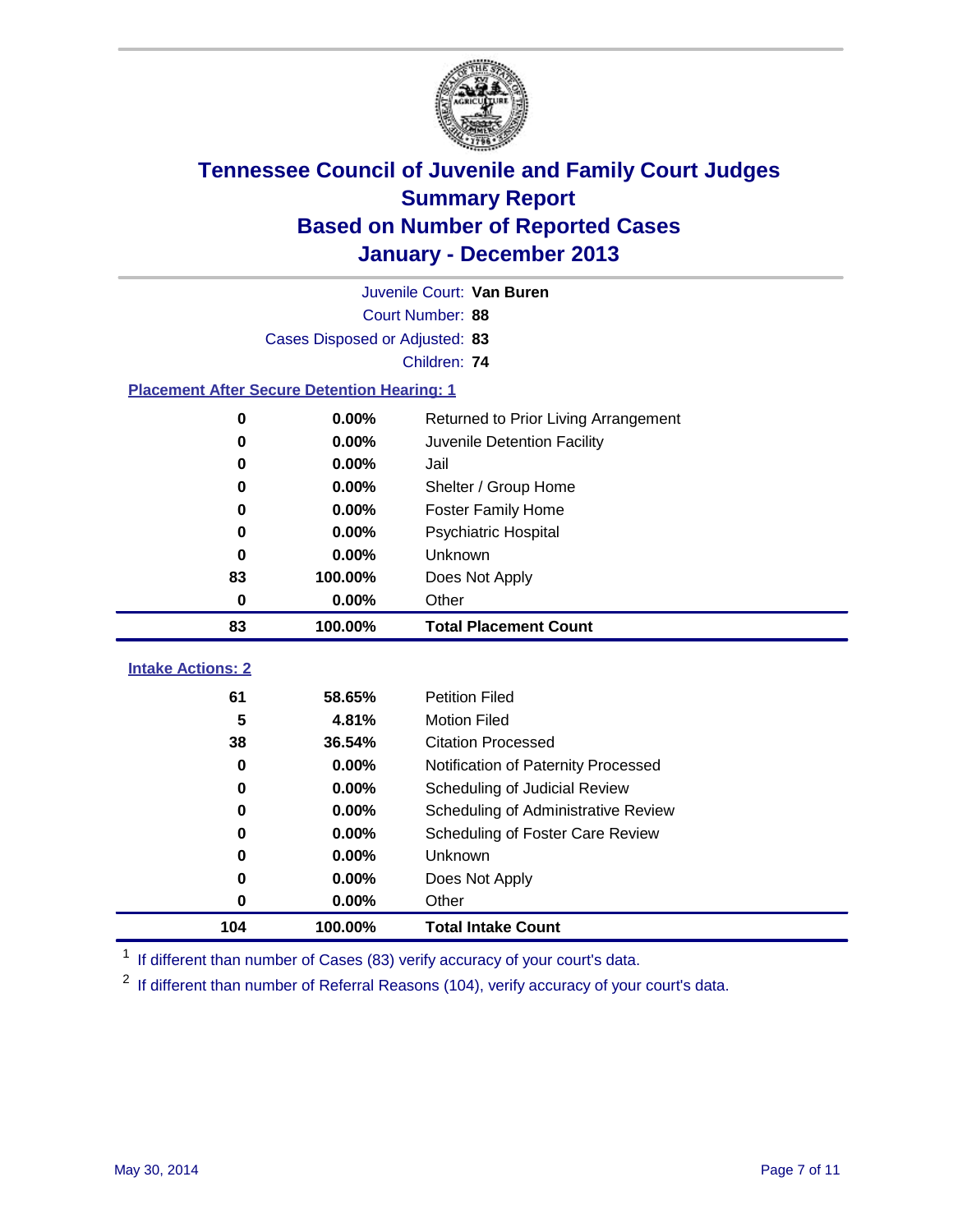# Tennessee Council of Juvenile and Family Court Judges
## Summary Report
## Based on Number of Reported Cases
## January - December 2013

Juvenile Court: **Van Buren**
Court Number: **88**
Cases Disposed or Adjusted: **83**
Children: **74**

### Placement After Secure Detention Hearing: 1

| Count | Percent | Placement |
|---|---|---|
| 0 | 0.00% | Returned to Prior Living Arrangement |
| 0 | 0.00% | Juvenile Detention Facility |
| 0 | 0.00% | Jail |
| 0 | 0.00% | Shelter / Group Home |
| 0 | 0.00% | Foster Family Home |
| 0 | 0.00% | Psychiatric Hospital |
| 0 | 0.00% | Unknown |
| 83 | 100.00% | Does Not Apply |
| 0 | 0.00% | Other |
| **83** | **100.00%** | **Total Placement Count** |

### Intake Actions: 2

| Count | Percent | Intake Action |
|---|---|---|
| 61 | 58.65% | Petition Filed |
| 5 | 4.81% | Motion Filed |
| 38 | 36.54% | Citation Processed |
| 0 | 0.00% | Notification of Paternity Processed |
| 0 | 0.00% | Scheduling of Judicial Review |
| 0 | 0.00% | Scheduling of Administrative Review |
| 0 | 0.00% | Scheduling of Foster Care Review |
| 0 | 0.00% | Unknown |
| 0 | 0.00% | Does Not Apply |
| 0 | 0.00% | Other |
| **104** | **100.00%** | **Total Intake Count** |

[1] If different than number of Cases (83) verify accuracy of your court's data.

[2] If different than number of Referral Reasons (104), verify accuracy of your court's data.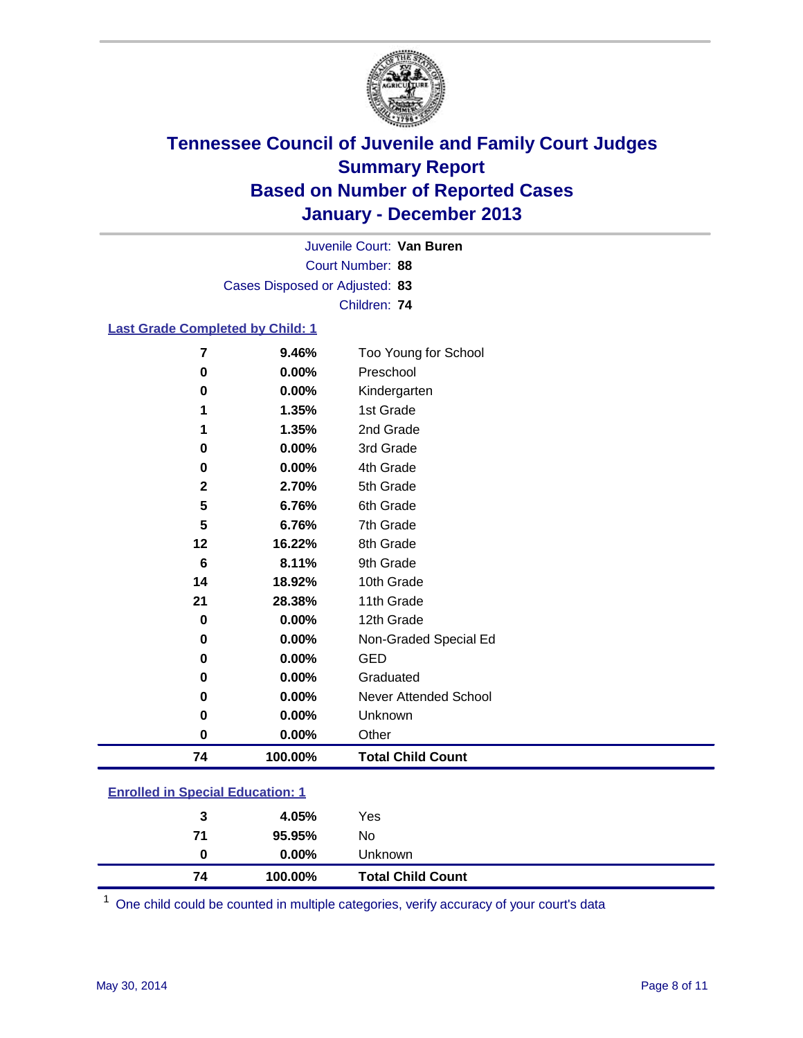# Tennessee Council of Juvenile and Family Court Judges
## Summary Report
## Based on Number of Reported Cases
## January - December 2013

Juvenile Court: **Van Buren**
Court Number: **88**
Cases Disposed or Adjusted: **83**
Children: **74**

### Last Grade Completed by Child: 1

| Count | Percent | Category |
|---|---|---|
| 7 | 9.46% | Too Young for School |
| 0 | 0.00% | Preschool |
| 0 | 0.00% | Kindergarten |
| 1 | 1.35% | 1st Grade |
| 1 | 1.35% | 2nd Grade |
| 0 | 0.00% | 3rd Grade |
| 0 | 0.00% | 4th Grade |
| 2 | 2.70% | 5th Grade |
| 5 | 6.76% | 6th Grade |
| 5 | 6.76% | 7th Grade |
| 12 | 16.22% | 8th Grade |
| 6 | 8.11% | 9th Grade |
| 14 | 18.92% | 10th Grade |
| 21 | 28.38% | 11th Grade |
| 0 | 0.00% | 12th Grade |
| 0 | 0.00% | Non-Graded Special Ed |
| 0 | 0.00% | GED |
| 0 | 0.00% | Graduated |
| 0 | 0.00% | Never Attended School |
| 0 | 0.00% | Unknown |
| 0 | 0.00% | Other |
| **74** | **100.00%** | **Total Child Count** |

### Enrolled in Special Education: 1

| Count | Percent | Category |
|---|---|---|
| 3 | 4.05% | Yes |
| 71 | 95.95% | No |
| 0 | 0.00% | Unknown |
| **74** | **100.00%** | **Total Child Count** |

[1] One child could be counted in multiple categories, verify accuracy of your court's data

May 30, 2014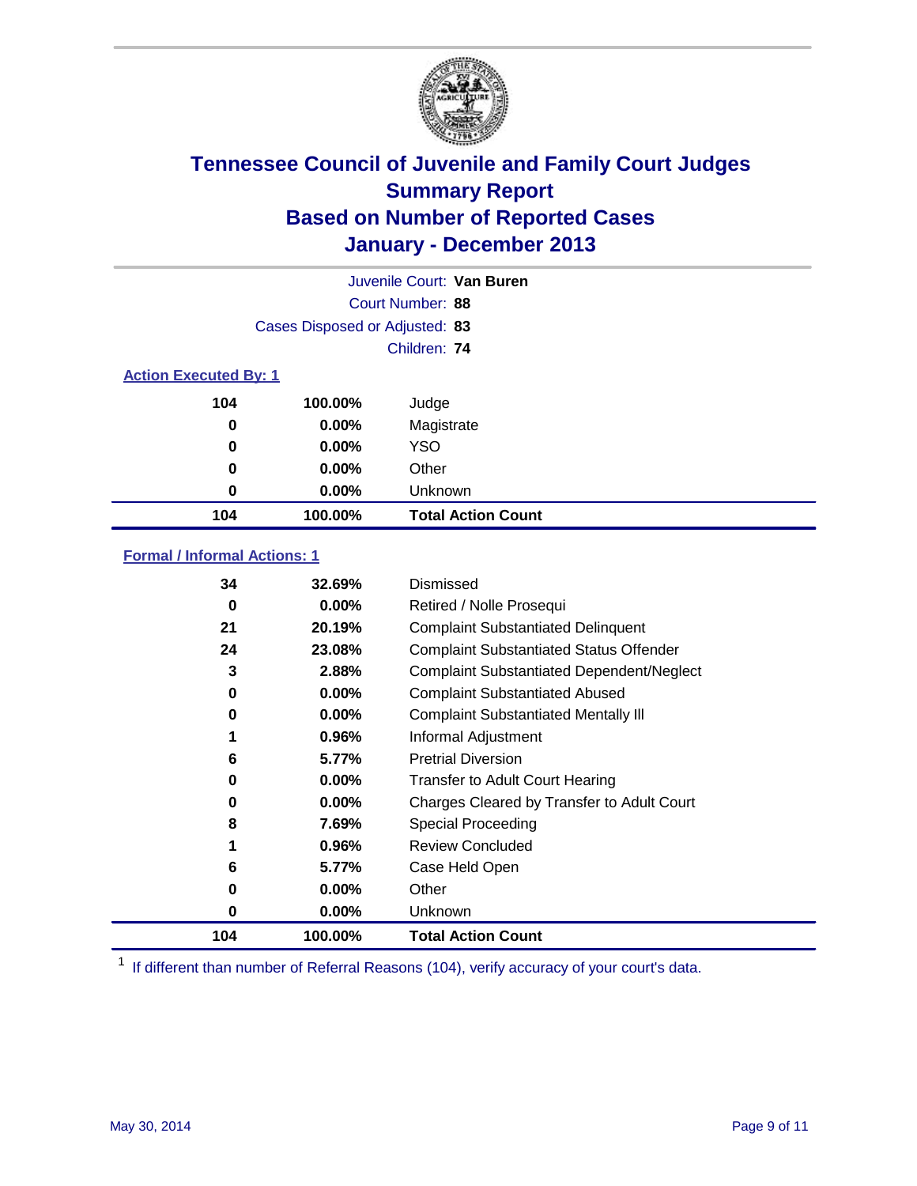# Tennessee Council of Juvenile and Family Court Judges
## Summary Report
## Based on Number of Reported Cases
## January - December 2013

Juvenile Court: **Van Buren**
Court Number: **88**
Cases Disposed or Adjusted: **83**
Children: **74**

### Action Executed By: 1

| | | |
|---|---|---|
| 104 | 100.00% | Judge |
| 0 | 0.00% | Magistrate |
| 0 | 0.00% | YSO |
| 0 | 0.00% | Other |
| 0 | 0.00% | Unknown |
| **104** | **100.00%** | **Total Action Count** |

### Formal / Informal Actions: 1

| | | |
|---|---|---|
| 34 | 32.69% | Dismissed |
| 0 | 0.00% | Retired / Nolle Prosequi |
| 21 | 20.19% | Complaint Substantiated Delinquent |
| 24 | 23.08% | Complaint Substantiated Status Offender |
| 3 | 2.88% | Complaint Substantiated Dependent/Neglect |
| 0 | 0.00% | Complaint Substantiated Abused |
| 0 | 0.00% | Complaint Substantiated Mentally Ill |
| 1 | 0.96% | Informal Adjustment |
| 6 | 5.77% | Pretrial Diversion |
| 0 | 0.00% | Transfer to Adult Court Hearing |
| 0 | 0.00% | Charges Cleared by Transfer to Adult Court |
| 8 | 7.69% | Special Proceeding |
| 1 | 0.96% | Review Concluded |
| 6 | 5.77% | Case Held Open |
| 0 | 0.00% | Other |
| 0 | 0.00% | Unknown |
| **104** | **100.00%** | **Total Action Count** |

[1] If different than number of Referral Reasons (104), verify accuracy of your court's data.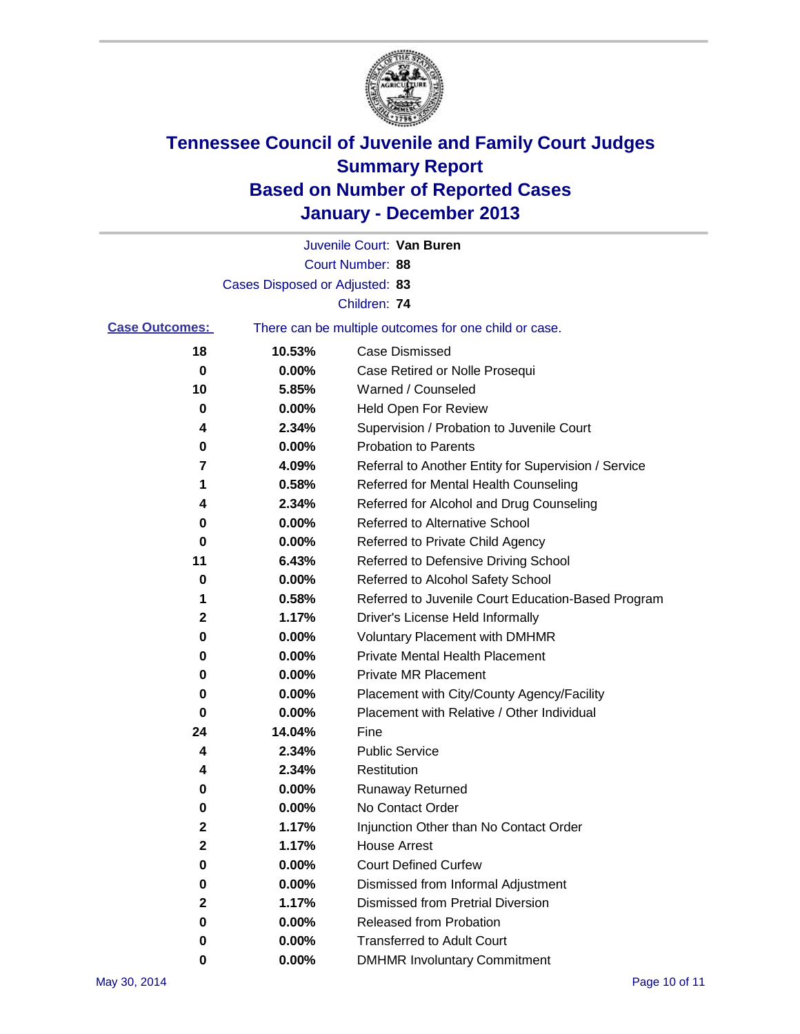# Tennessee Council of Juvenile and Family Court Judges
## Summary Report
## Based on Number of Reported Cases
## January - December 2013

Juvenile Court: **Van Buren**

Court Number: **88**

Cases Disposed or Adjusted: **83**

Children: **74**

**Case Outcomes:** There can be multiple outcomes for one child or case.

| Count | Percent | Outcome |
|---|---|---|
| 18 | 10.53% | Case Dismissed |
| 0 | 0.00% | Case Retired or Nolle Prosequi |
| 10 | 5.85% | Warned / Counseled |
| 0 | 0.00% | Held Open For Review |
| 4 | 2.34% | Supervision / Probation to Juvenile Court |
| 0 | 0.00% | Probation to Parents |
| 7 | 4.09% | Referral to Another Entity for Supervision / Service |
| 1 | 0.58% | Referred for Mental Health Counseling |
| 4 | 2.34% | Referred for Alcohol and Drug Counseling |
| 0 | 0.00% | Referred to Alternative School |
| 0 | 0.00% | Referred to Private Child Agency |
| 11 | 6.43% | Referred to Defensive Driving School |
| 0 | 0.00% | Referred to Alcohol Safety School |
| 1 | 0.58% | Referred to Juvenile Court Education-Based Program |
| 2 | 1.17% | Driver's License Held Informally |
| 0 | 0.00% | Voluntary Placement with DMHMR |
| 0 | 0.00% | Private Mental Health Placement |
| 0 | 0.00% | Private MR Placement |
| 0 | 0.00% | Placement with City/County Agency/Facility |
| 0 | 0.00% | Placement with Relative / Other Individual |
| 24 | 14.04% | Fine |
| 4 | 2.34% | Public Service |
| 4 | 2.34% | Restitution |
| 0 | 0.00% | Runaway Returned |
| 0 | 0.00% | No Contact Order |
| 2 | 1.17% | Injunction Other than No Contact Order |
| 2 | 1.17% | House Arrest |
| 0 | 0.00% | Court Defined Curfew |
| 0 | 0.00% | Dismissed from Informal Adjustment |
| 2 | 1.17% | Dismissed from Pretrial Diversion |
| 0 | 0.00% | Released from Probation |
| 0 | 0.00% | Transferred to Adult Court |
| 0 | 0.00% | DMHMR Involuntary Commitment |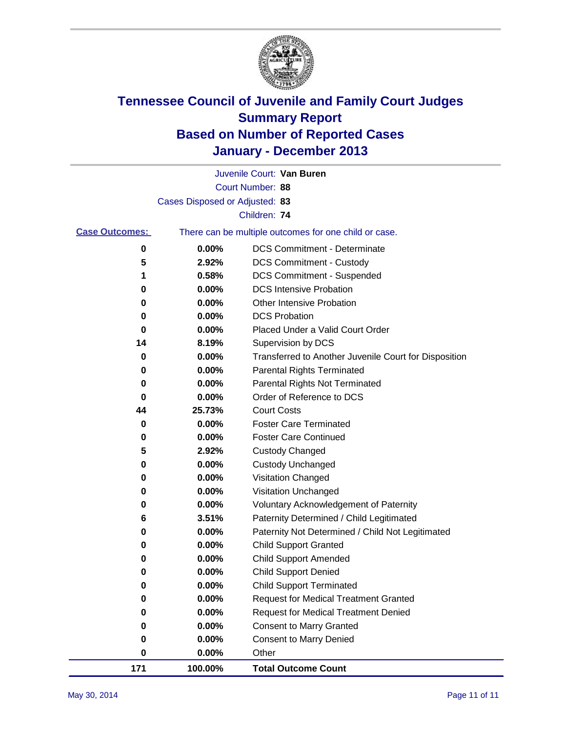# Tennessee Council of Juvenile and Family Court Judges
## Summary Report
## Based on Number of Reported Cases
## January - December 2013

Juvenile Court: **Van Buren**

Court Number: **88**

Cases Disposed or Adjusted: **83**

Children: **74**

**Case Outcomes:** There can be multiple outcomes for one child or case.

| | | |
|---|---|---|
| 0 | 0.00% | DCS Commitment - Determinate |
| 5 | 2.92% | DCS Commitment - Custody |
| 1 | 0.58% | DCS Commitment - Suspended |
| 0 | 0.00% | DCS Intensive Probation |
| 0 | 0.00% | Other Intensive Probation |
| 0 | 0.00% | DCS Probation |
| 0 | 0.00% | Placed Under a Valid Court Order |
| 14 | 8.19% | Supervision by DCS |
| 0 | 0.00% | Transferred to Another Juvenile Court for Disposition |
| 0 | 0.00% | Parental Rights Terminated |
| 0 | 0.00% | Parental Rights Not Terminated |
| 0 | 0.00% | Order of Reference to DCS |
| 44 | 25.73% | Court Costs |
| 0 | 0.00% | Foster Care Terminated |
| 0 | 0.00% | Foster Care Continued |
| 5 | 2.92% | Custody Changed |
| 0 | 0.00% | Custody Unchanged |
| 0 | 0.00% | Visitation Changed |
| 0 | 0.00% | Visitation Unchanged |
| 0 | 0.00% | Voluntary Acknowledgement of Paternity |
| 6 | 3.51% | Paternity Determined / Child Legitimated |
| 0 | 0.00% | Paternity Not Determined / Child Not Legitimated |
| 0 | 0.00% | Child Support Granted |
| 0 | 0.00% | Child Support Amended |
| 0 | 0.00% | Child Support Denied |
| 0 | 0.00% | Child Support Terminated |
| 0 | 0.00% | Request for Medical Treatment Granted |
| 0 | 0.00% | Request for Medical Treatment Denied |
| 0 | 0.00% | Consent to Marry Granted |
| 0 | 0.00% | Consent to Marry Denied |
| 0 | 0.00% | Other |
| **171** | **100.00%** | **Total Outcome Count** |